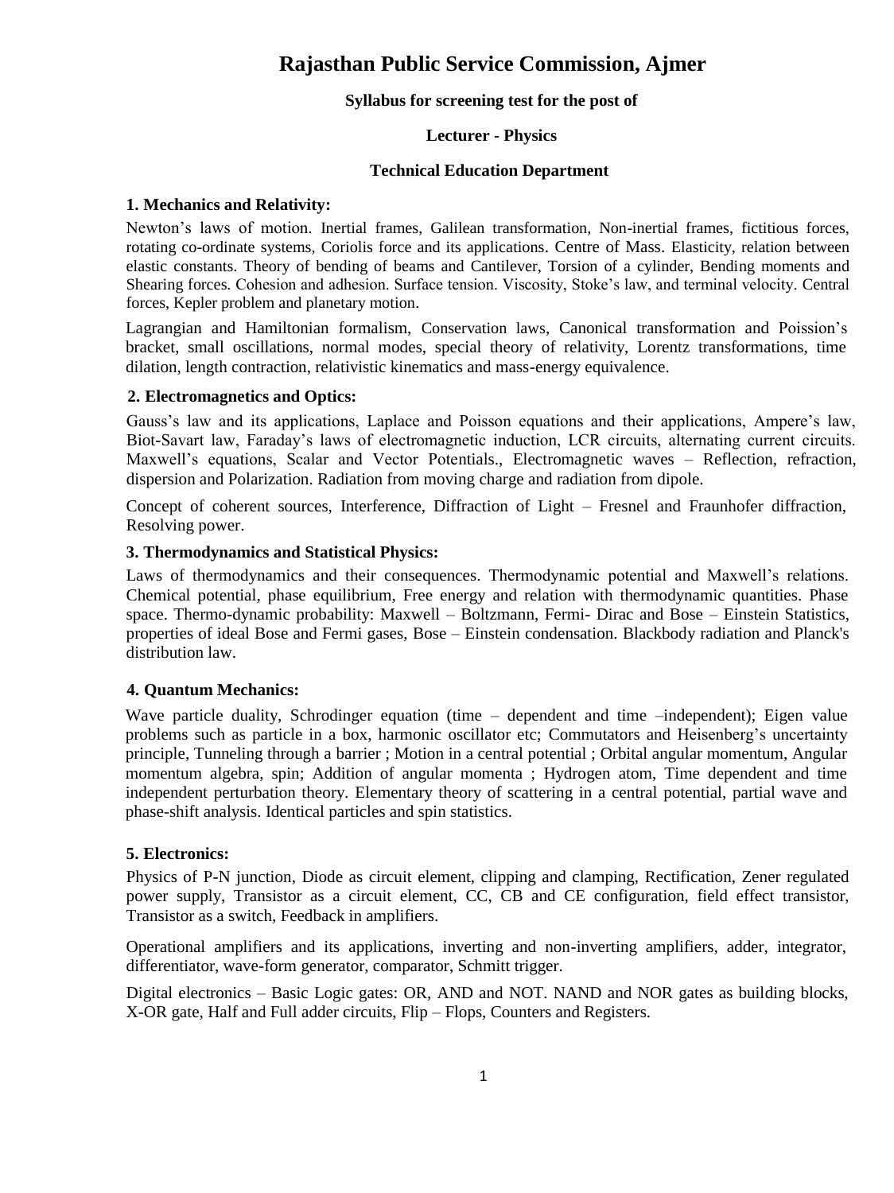# Rajasthan Public Service Commission, Ajmer

**Syllabus for screening test for the post of**

**Lecturer - Physics**

**Technical Education Department**

### 1. Mechanics and Relativity:

Newton's laws of motion. Inertial frames, Galilean transformation, Non-inertial frames, fictitious forces, rotating co-ordinate systems, Coriolis force and its applications. Centre of Mass. Elasticity, relation between elastic constants. Theory of bending of beams and Cantilever, Torsion of a cylinder, Bending moments and Shearing forces. Cohesion and adhesion. Surface tension. Viscosity, Stoke's law, and terminal velocity. Central forces, Kepler problem and planetary motion.

Lagrangian and Hamiltonian formalism, Conservation laws, Canonical transformation and Poission's bracket, small oscillations, normal modes, special theory of relativity, Lorentz transformations, time dilation, length contraction, relativistic kinematics and mass-energy equivalence.

### 2. Electromagnetics and Optics:

Gauss's law and its applications, Laplace and Poisson equations and their applications, Ampere's law, Biot-Savart law, Faraday's laws of electromagnetic induction, LCR circuits, alternating current circuits. Maxwell's equations, Scalar and Vector Potentials., Electromagnetic waves – Reflection, refraction, dispersion and Polarization. Radiation from moving charge and radiation from dipole.

Concept of coherent sources, Interference, Diffraction of Light – Fresnel and Fraunhofer diffraction, Resolving power.

### 3. Thermodynamics and Statistical Physics:

Laws of thermodynamics and their consequences. Thermodynamic potential and Maxwell's relations. Chemical potential, phase equilibrium, Free energy and relation with thermodynamic quantities. Phase space. Thermo-dynamic probability: Maxwell – Boltzmann, Fermi- Dirac and Bose – Einstein Statistics, properties of ideal Bose and Fermi gases, Bose – Einstein condensation. Blackbody radiation and Planck's distribution law.

### 4. Quantum Mechanics:

Wave particle duality, Schrodinger equation (time – dependent and time –independent); Eigen value problems such as particle in a box, harmonic oscillator etc; Commutators and Heisenberg's uncertainty principle, Tunneling through a barrier ; Motion in a central potential ; Orbital angular momentum, Angular momentum algebra, spin; Addition of angular momenta ; Hydrogen atom, Time dependent and time independent perturbation theory. Elementary theory of scattering in a central potential, partial wave and phase-shift analysis. Identical particles and spin statistics.

### 5. Electronics:

Physics of P-N junction, Diode as circuit element, clipping and clamping, Rectification, Zener regulated power supply, Transistor as a circuit element, CC, CB and CE configuration, field effect transistor, Transistor as a switch, Feedback in amplifiers.

Operational amplifiers and its applications, inverting and non-inverting amplifiers, adder, integrator, differentiator, wave-form generator, comparator, Schmitt trigger.

Digital electronics – Basic Logic gates: OR, AND and NOT. NAND and NOR gates as building blocks, X-OR gate, Half and Full adder circuits, Flip – Flops, Counters and Registers.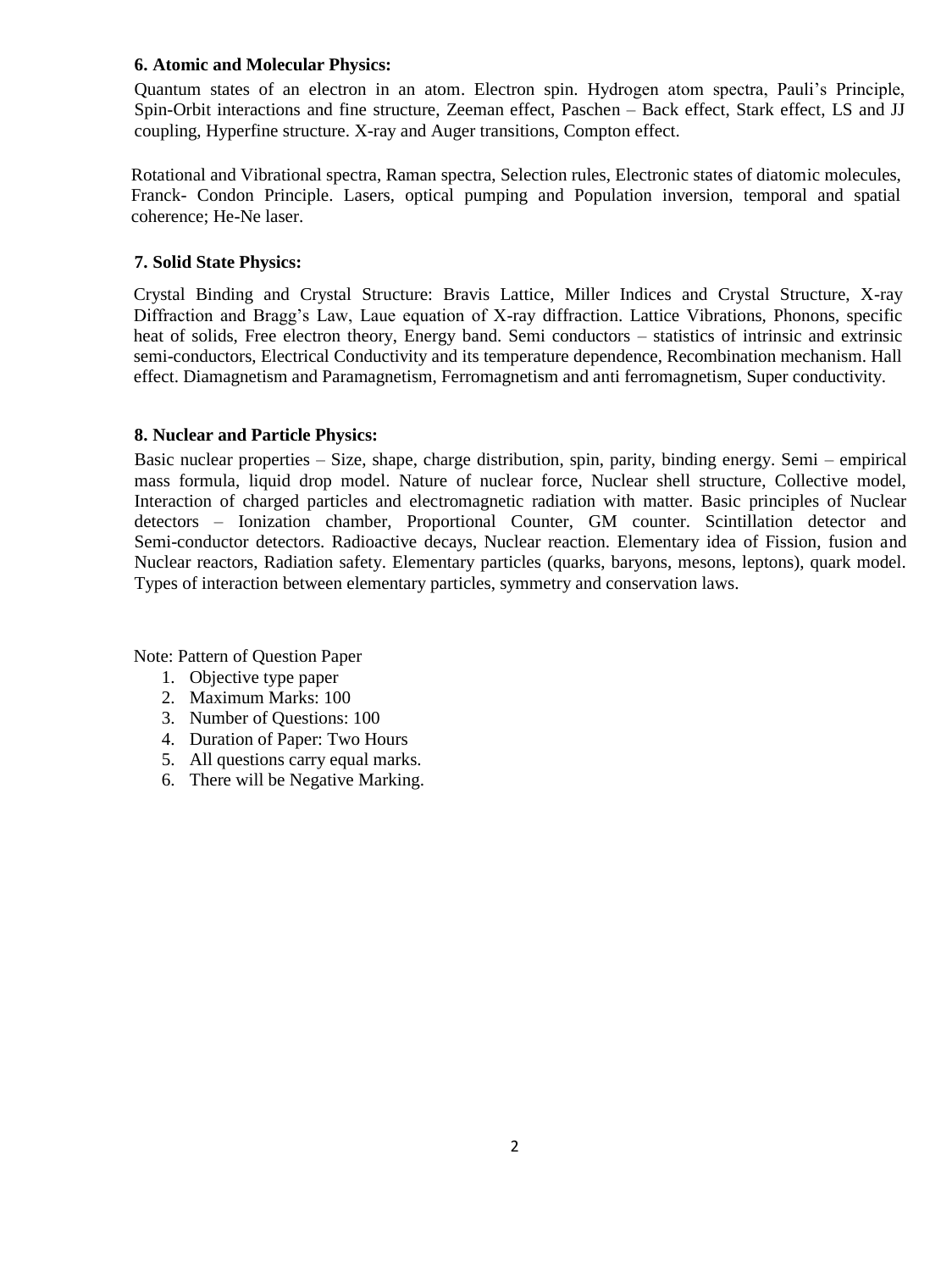**6. Atomic and Molecular Physics:**

Quantum states of an electron in an atom. Electron spin. Hydrogen atom spectra, Pauli's Principle, Spin-Orbit interactions and fine structure, Zeeman effect, Paschen – Back effect, Stark effect, LS and JJ coupling, Hyperfine structure. X-ray and Auger transitions, Compton effect.

Rotational and Vibrational spectra, Raman spectra, Selection rules, Electronic states of diatomic molecules, Franck- Condon Principle. Lasers, optical pumping and Population inversion, temporal and spatial coherence; He-Ne laser.

**7. Solid State Physics:**

Crystal Binding and Crystal Structure: Bravis Lattice, Miller Indices and Crystal Structure, X-ray Diffraction and Bragg's Law, Laue equation of X-ray diffraction. Lattice Vibrations, Phonons, specific heat of solids, Free electron theory, Energy band. Semi conductors – statistics of intrinsic and extrinsic semi-conductors, Electrical Conductivity and its temperature dependence, Recombination mechanism. Hall effect. Diamagnetism and Paramagnetism, Ferromagnetism and anti ferromagnetism, Super conductivity.

**8. Nuclear and Particle Physics:**

Basic nuclear properties – Size, shape, charge distribution, spin, parity, binding energy. Semi – empirical mass formula, liquid drop model. Nature of nuclear force, Nuclear shell structure, Collective model, Interaction of charged particles and electromagnetic radiation with matter. Basic principles of Nuclear detectors – Ionization chamber, Proportional Counter, GM counter. Scintillation detector and Semi-conductor detectors. Radioactive decays, Nuclear reaction. Elementary idea of Fission, fusion and Nuclear reactors, Radiation safety. Elementary particles (quarks, baryons, mesons, leptons), quark model. Types of interaction between elementary particles, symmetry and conservation laws.

Note: Pattern of Question Paper

1. Objective type paper
2. Maximum Marks: 100
3. Number of Questions: 100
4. Duration of Paper: Two Hours
5. All questions carry equal marks.
6. There will be Negative Marking.